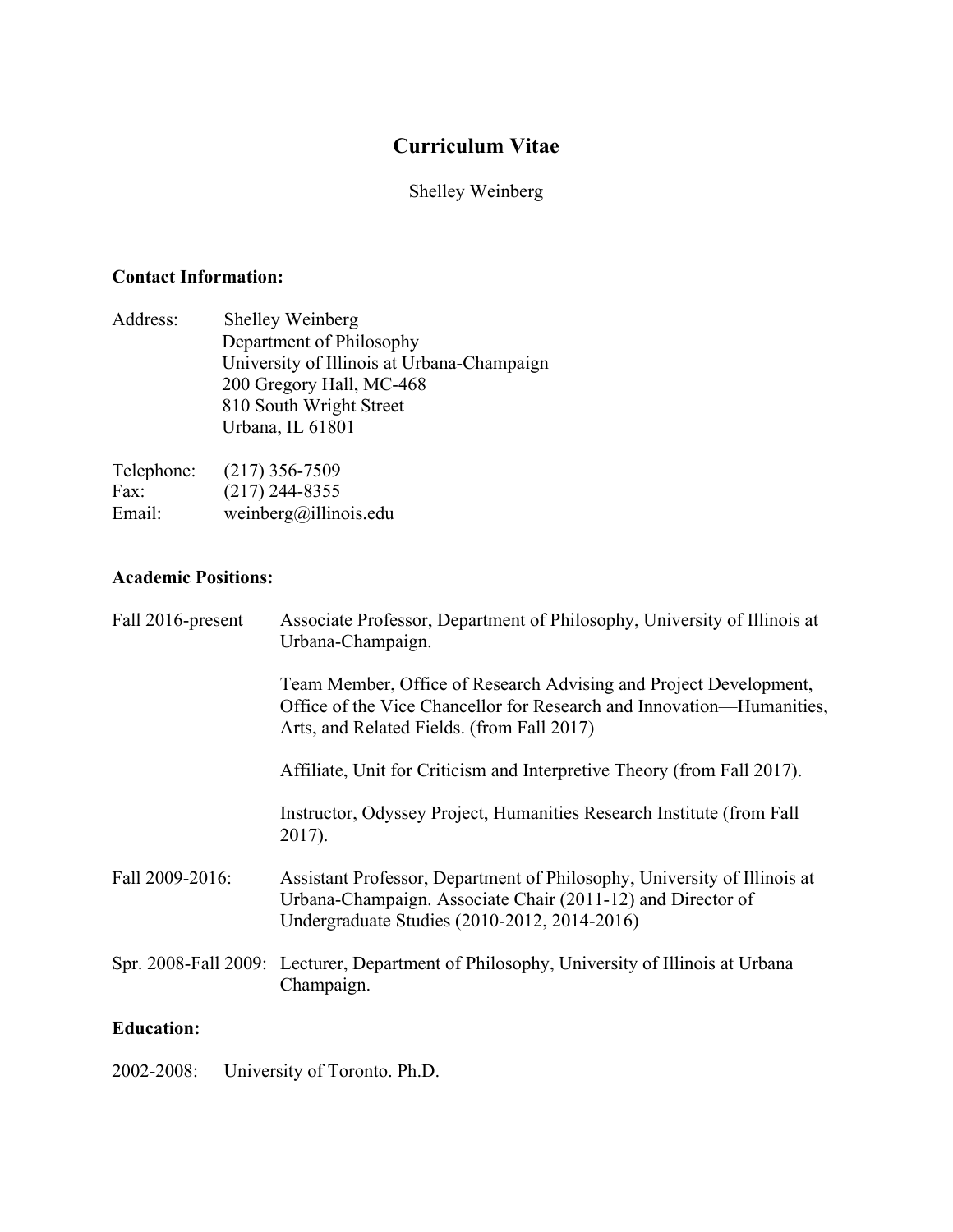# Curriculum Vitae

Shelley Weinberg

### Contact Information:

Address:
Shelley Weinberg
Department of Philosophy
University of Illinois at Urbana-Champaign
200 Gregory Hall, MC-468
810 South Wright Street
Urbana, IL 61801

Telephone: (217) 356-7509
Fax: (217) 244-8355
Email: weinberg@illinois.edu

### Academic Positions:

Fall 2016-present: Associate Professor, Department of Philosophy, University of Illinois at Urbana-Champaign.

Team Member, Office of Research Advising and Project Development, Office of the Vice Chancellor for Research and Innovation—Humanities, Arts, and Related Fields. (from Fall 2017)

Affiliate, Unit for Criticism and Interpretive Theory (from Fall 2017).

Instructor, Odyssey Project, Humanities Research Institute (from Fall 2017).

Fall 2009-2016: Assistant Professor, Department of Philosophy, University of Illinois at Urbana-Champaign. Associate Chair (2011-12) and Director of Undergraduate Studies (2010-2012, 2014-2016)

Spr. 2008-Fall 2009: Lecturer, Department of Philosophy, University of Illinois at Urbana Champaign.

### Education:

2002-2008: University of Toronto. Ph.D.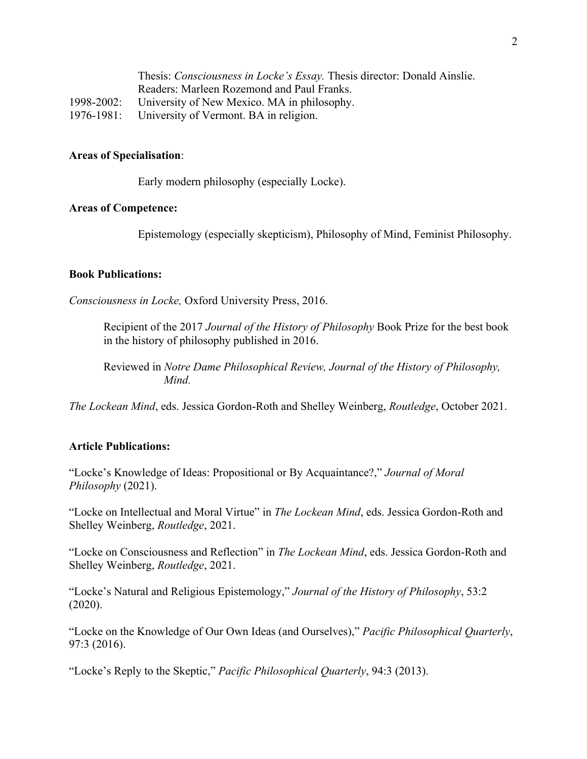Thesis: *Consciousness in Locke's Essay.* Thesis director: Donald Ainslie.
Readers: Marleen Rozemond and Paul Franks.

1998-2002: University of New Mexico. MA in philosophy.

1976-1981: University of Vermont. BA in religion.

**Areas of Specialisation**:

Early modern philosophy (especially Locke).

**Areas of Competence:**

Epistemology (especially skepticism), Philosophy of Mind, Feminist Philosophy.

**Book Publications:**

*Consciousness in Locke,* Oxford University Press, 2016.

> Recipient of the 2017 *Journal of the History of Philosophy* Book Prize for the best book in the history of philosophy published in 2016.
>
> Reviewed in *Notre Dame Philosophical Review, Journal of the History of Philosophy, Mind.*

*The Lockean Mind*, eds. Jessica Gordon-Roth and Shelley Weinberg, *Routledge*, October 2021.

**Article Publications:**

"Locke's Knowledge of Ideas: Propositional or By Acquaintance?," *Journal of Moral Philosophy* (2021).

"Locke on Intellectual and Moral Virtue" in *The Lockean Mind*, eds. Jessica Gordon-Roth and Shelley Weinberg, *Routledge*, 2021.

"Locke on Consciousness and Reflection" in *The Lockean Mind*, eds. Jessica Gordon-Roth and Shelley Weinberg, *Routledge*, 2021.

"Locke's Natural and Religious Epistemology," *Journal of the History of Philosophy*, 53:2 (2020).

"Locke on the Knowledge of Our Own Ideas (and Ourselves)," *Pacific Philosophical Quarterly*, 97:3 (2016).

"Locke's Reply to the Skeptic," *Pacific Philosophical Quarterly*, 94:3 (2013).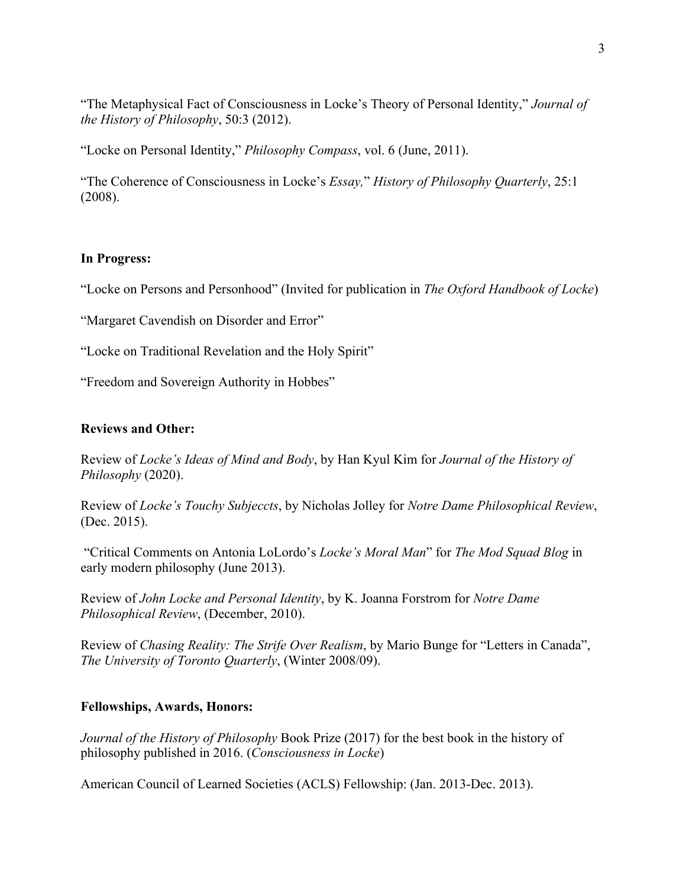"The Metaphysical Fact of Consciousness in Locke's Theory of Personal Identity," *Journal of the History of Philosophy*, 50:3 (2012).

"Locke on Personal Identity," *Philosophy Compass*, vol. 6 (June, 2011).

"The Coherence of Consciousness in Locke's *Essay,*" *History of Philosophy Quarterly*, 25:1 (2008).

**In Progress:**

"Locke on Persons and Personhood" (Invited for publication in *The Oxford Handbook of Locke*)

"Margaret Cavendish on Disorder and Error"

"Locke on Traditional Revelation and the Holy Spirit"

"Freedom and Sovereign Authority in Hobbes"

**Reviews and Other:**

Review of *Locke's Ideas of Mind and Body*, by Han Kyul Kim for *Journal of the History of Philosophy* (2020).

Review of *Locke's Touchy Subjeccts*, by Nicholas Jolley for *Notre Dame Philosophical Review*, (Dec. 2015).

"Critical Comments on Antonia LoLordo's *Locke's Moral Man*" for *The Mod Squad Blog* in early modern philosophy (June 2013).

Review of *John Locke and Personal Identity*, by K. Joanna Forstrom for *Notre Dame Philosophical Review*, (December, 2010).

Review of *Chasing Reality: The Strife Over Realism*, by Mario Bunge for "Letters in Canada", *The University of Toronto Quarterly*, (Winter 2008/09).

**Fellowships, Awards, Honors:**

*Journal of the History of Philosophy* Book Prize (2017) for the best book in the history of philosophy published in 2016. (*Consciousness in Locke*)

American Council of Learned Societies (ACLS) Fellowship: (Jan. 2013-Dec. 2013).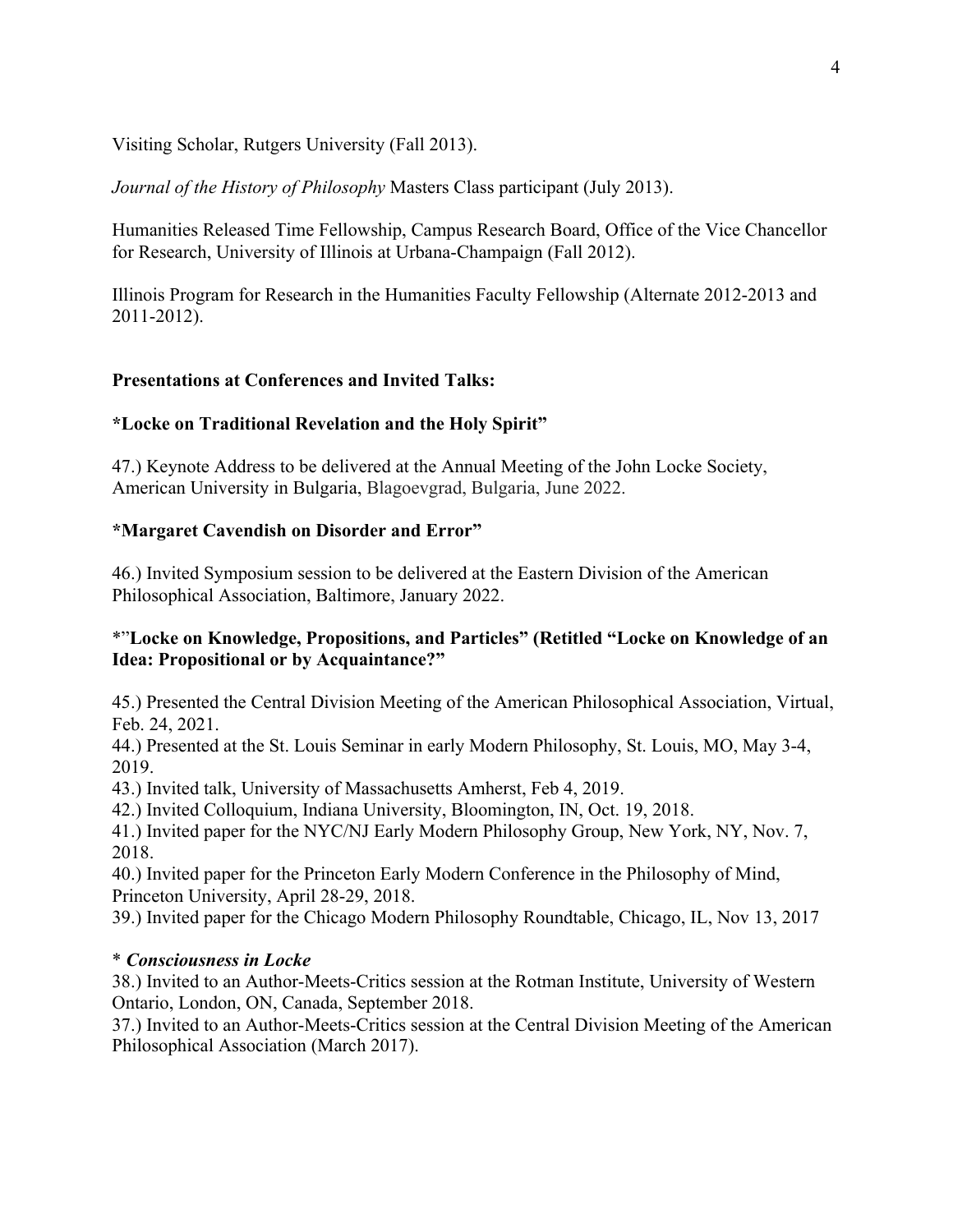Visiting Scholar, Rutgers University (Fall 2013).

*Journal of the History of Philosophy* Masters Class participant (July 2013).

Humanities Released Time Fellowship, Campus Research Board, Office of the Vice Chancellor for Research, University of Illinois at Urbana-Champaign (Fall 2012).

Illinois Program for Research in the Humanities Faculty Fellowship (Alternate 2012-2013 and 2011-2012).

**Presentations at Conferences and Invited Talks:**

**\*Locke on Traditional Revelation and the Holy Spirit"**

47.) Keynote Address to be delivered at the Annual Meeting of the John Locke Society, American University in Bulgaria, Blagoevgrad, Bulgaria, June 2022.

**\*Margaret Cavendish on Disorder and Error"**

46.) Invited Symposium session to be delivered at the Eastern Division of the American Philosophical Association, Baltimore, January 2022.

**\*"Locke on Knowledge, Propositions, and Particles" (Retitled "Locke on Knowledge of an Idea: Propositional or by Acquaintance?"**

45.) Presented the Central Division Meeting of the American Philosophical Association, Virtual, Feb. 24, 2021.
44.) Presented at the St. Louis Seminar in early Modern Philosophy, St. Louis, MO, May 3-4, 2019.
43.) Invited talk, University of Massachusetts Amherst, Feb 4, 2019.
42.) Invited Colloquium, Indiana University, Bloomington, IN, Oct. 19, 2018.
41.) Invited paper for the NYC/NJ Early Modern Philosophy Group, New York, NY, Nov. 7, 2018.
40.) Invited paper for the Princeton Early Modern Conference in the Philosophy of Mind, Princeton University, April 28-29, 2018.
39.) Invited paper for the Chicago Modern Philosophy Roundtable, Chicago, IL, Nov 13, 2017

\* ***Consciousness in Locke***
38.) Invited to an Author-Meets-Critics session at the Rotman Institute, University of Western Ontario, London, ON, Canada, September 2018.
37.) Invited to an Author-Meets-Critics session at the Central Division Meeting of the American Philosophical Association (March 2017).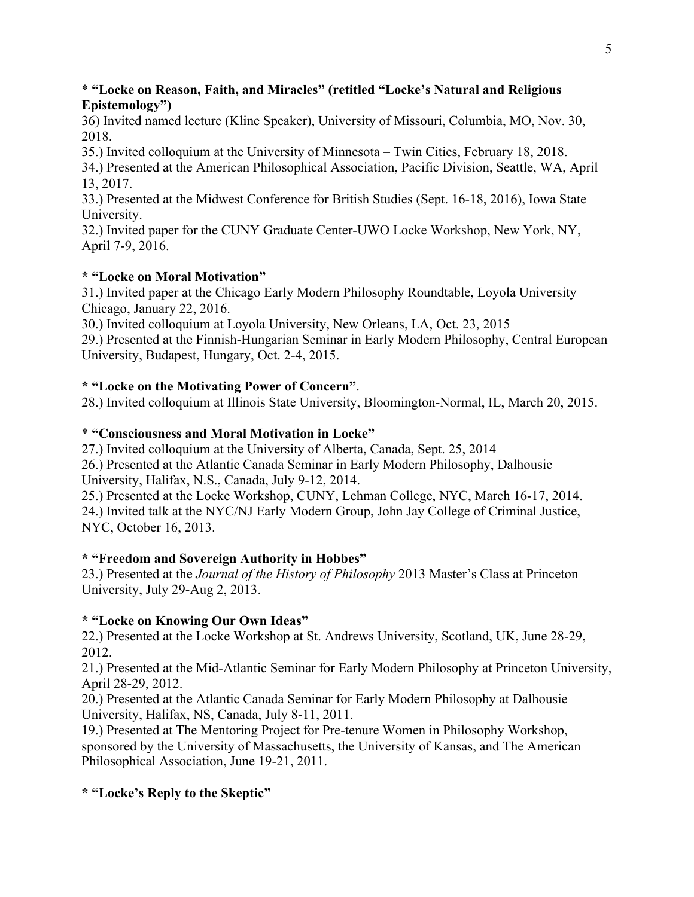**\* "Locke on Reason, Faith, and Miracles" (retitled "Locke's Natural and Religious Epistemology")**

36) Invited named lecture (Kline Speaker), University of Missouri, Columbia, MO, Nov. 30, 2018.
35.) Invited colloquium at the University of Minnesota – Twin Cities, February 18, 2018.
34.) Presented at the American Philosophical Association, Pacific Division, Seattle, WA, April 13, 2017.
33.) Presented at the Midwest Conference for British Studies (Sept. 16-18, 2016), Iowa State University.
32.) Invited paper for the CUNY Graduate Center-UWO Locke Workshop, New York, NY, April 7-9, 2016.

**\* "Locke on Moral Motivation"**

31.) Invited paper at the Chicago Early Modern Philosophy Roundtable, Loyola University Chicago, January 22, 2016.
30.) Invited colloquium at Loyola University, New Orleans, LA, Oct. 23, 2015
29.) Presented at the Finnish-Hungarian Seminar in Early Modern Philosophy, Central European University, Budapest, Hungary, Oct. 2-4, 2015.

**\* "Locke on the Motivating Power of Concern"**.

28.) Invited colloquium at Illinois State University, Bloomington-Normal, IL, March 20, 2015.

**\* "Consciousness and Moral Motivation in Locke"**

27.) Invited colloquium at the University of Alberta, Canada, Sept. 25, 2014
26.) Presented at the Atlantic Canada Seminar in Early Modern Philosophy, Dalhousie University, Halifax, N.S., Canada, July 9-12, 2014.
25.) Presented at the Locke Workshop, CUNY, Lehman College, NYC, March 16-17, 2014.
24.) Invited talk at the NYC/NJ Early Modern Group, John Jay College of Criminal Justice, NYC, October 16, 2013.

**\* "Freedom and Sovereign Authority in Hobbes"**

23.) Presented at the *Journal of the History of Philosophy* 2013 Master's Class at Princeton University, July 29-Aug 2, 2013.

**\* "Locke on Knowing Our Own Ideas"**

22.) Presented at the Locke Workshop at St. Andrews University, Scotland, UK, June 28-29, 2012.
21.) Presented at the Mid-Atlantic Seminar for Early Modern Philosophy at Princeton University, April 28-29, 2012.
20.) Presented at the Atlantic Canada Seminar for Early Modern Philosophy at Dalhousie University, Halifax, NS, Canada, July 8-11, 2011.
19.) Presented at The Mentoring Project for Pre-tenure Women in Philosophy Workshop, sponsored by the University of Massachusetts, the University of Kansas, and The American Philosophical Association, June 19-21, 2011.

**\* "Locke's Reply to the Skeptic"**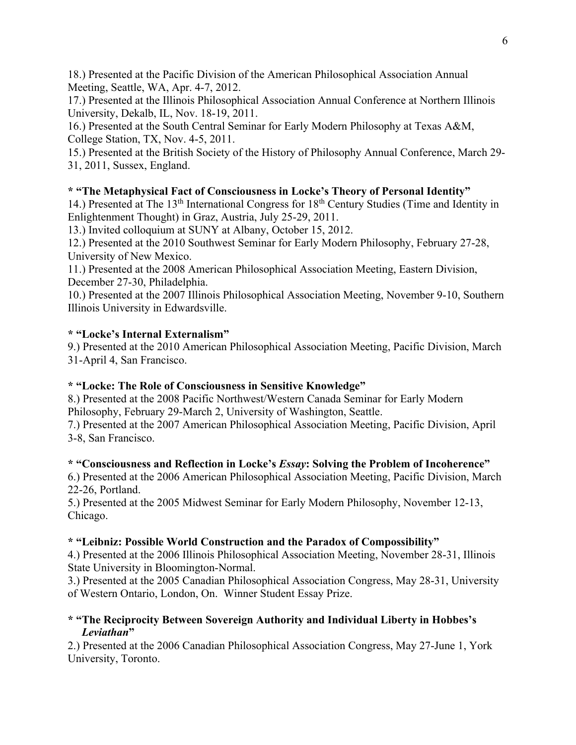18.) Presented at the Pacific Division of the American Philosophical Association Annual Meeting, Seattle, WA, Apr. 4-7, 2012.

17.) Presented at the Illinois Philosophical Association Annual Conference at Northern Illinois University, Dekalb, IL, Nov. 18-19, 2011.

16.) Presented at the South Central Seminar for Early Modern Philosophy at Texas A&M, College Station, TX, Nov. 4-5, 2011.

15.) Presented at the British Society of the History of Philosophy Annual Conference, March 29-31, 2011, Sussex, England.

**\* "The Metaphysical Fact of Consciousness in Locke's Theory of Personal Identity"**

14.) Presented at The 13th International Congress for 18th Century Studies (Time and Identity in Enlightenment Thought) in Graz, Austria, July 25-29, 2011.

13.) Invited colloquium at SUNY at Albany, October 15, 2012.

12.) Presented at the 2010 Southwest Seminar for Early Modern Philosophy, February 27-28, University of New Mexico.

11.) Presented at the 2008 American Philosophical Association Meeting, Eastern Division, December 27-30, Philadelphia.

10.) Presented at the 2007 Illinois Philosophical Association Meeting, November 9-10, Southern Illinois University in Edwardsville.

**\* "Locke's Internal Externalism"**

9.) Presented at the 2010 American Philosophical Association Meeting, Pacific Division, March 31-April 4, San Francisco.

**\* "Locke: The Role of Consciousness in Sensitive Knowledge"**

8.) Presented at the 2008 Pacific Northwest/Western Canada Seminar for Early Modern Philosophy, February 29-March 2, University of Washington, Seattle.

7.) Presented at the 2007 American Philosophical Association Meeting, Pacific Division, April 3-8, San Francisco.

**\* "Consciousness and Reflection in Locke's *Essay*: Solving the Problem of Incoherence"**

6.) Presented at the 2006 American Philosophical Association Meeting, Pacific Division, March 22-26, Portland.

5.) Presented at the 2005 Midwest Seminar for Early Modern Philosophy, November 12-13, Chicago.

**\* "Leibniz: Possible World Construction and the Paradox of Compossibility"**

4.) Presented at the 2006 Illinois Philosophical Association Meeting, November 28-31, Illinois State University in Bloomington-Normal.

3.) Presented at the 2005 Canadian Philosophical Association Congress, May 28-31, University of Western Ontario, London, On. Winner Student Essay Prize.

**\* "The Reciprocity Between Sovereign Authority and Individual Liberty in Hobbes's *Leviathan*"**

2.) Presented at the 2006 Canadian Philosophical Association Congress, May 27-June 1, York University, Toronto.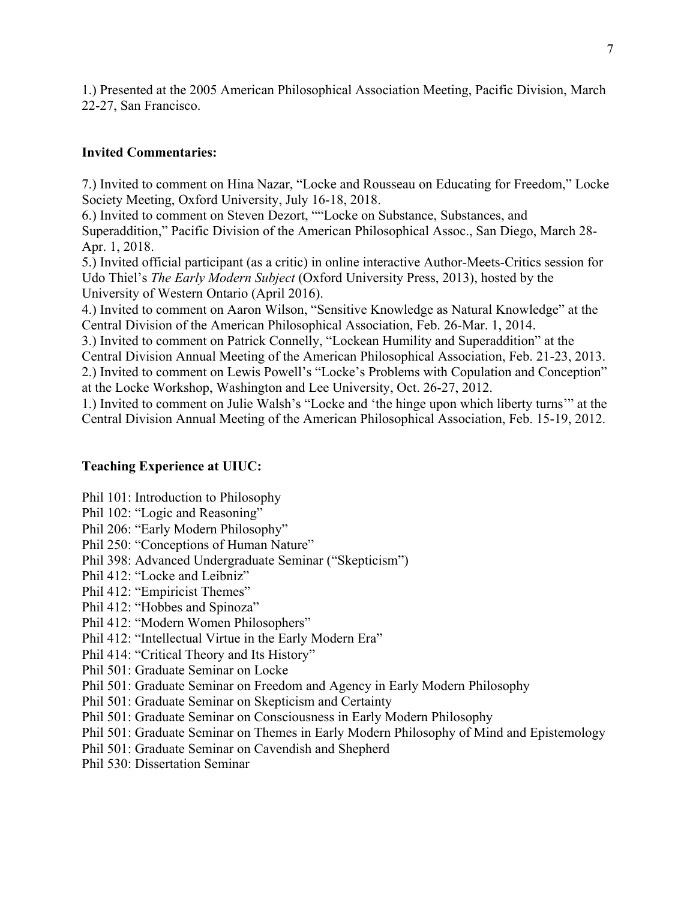1.) Presented at the 2005 American Philosophical Association Meeting, Pacific Division, March 22-27, San Francisco.

**Invited Commentaries:**

7.) Invited to comment on Hina Nazar, "Locke and Rousseau on Educating for Freedom," Locke Society Meeting, Oxford University, July 16-18, 2018.
6.) Invited to comment on Steven Dezort, ""Locke on Substance, Substances, and Superaddition," Pacific Division of the American Philosophical Assoc., San Diego, March 28-Apr. 1, 2018.
5.) Invited official participant (as a critic) in online interactive Author-Meets-Critics session for Udo Thiel's *The Early Modern Subject* (Oxford University Press, 2013), hosted by the University of Western Ontario (April 2016).
4.) Invited to comment on Aaron Wilson, "Sensitive Knowledge as Natural Knowledge" at the Central Division of the American Philosophical Association, Feb. 26-Mar. 1, 2014.
3.) Invited to comment on Patrick Connelly, "Lockean Humility and Superaddition" at the Central Division Annual Meeting of the American Philosophical Association, Feb. 21-23, 2013.
2.) Invited to comment on Lewis Powell's "Locke's Problems with Copulation and Conception" at the Locke Workshop, Washington and Lee University, Oct. 26-27, 2012.
1.) Invited to comment on Julie Walsh's "Locke and 'the hinge upon which liberty turns'" at the Central Division Annual Meeting of the American Philosophical Association, Feb. 15-19, 2012.

**Teaching Experience at UIUC:**

Phil 101: Introduction to Philosophy
Phil 102: "Logic and Reasoning"
Phil 206: "Early Modern Philosophy"
Phil 250: "Conceptions of Human Nature"
Phil 398: Advanced Undergraduate Seminar ("Skepticism")
Phil 412: "Locke and Leibniz"
Phil 412: "Empiricist Themes"
Phil 412: "Hobbes and Spinoza"
Phil 412: "Modern Women Philosophers"
Phil 412: "Intellectual Virtue in the Early Modern Era"
Phil 414: "Critical Theory and Its History"
Phil 501: Graduate Seminar on Locke
Phil 501: Graduate Seminar on Freedom and Agency in Early Modern Philosophy
Phil 501: Graduate Seminar on Skepticism and Certainty
Phil 501: Graduate Seminar on Consciousness in Early Modern Philosophy
Phil 501: Graduate Seminar on Themes in Early Modern Philosophy of Mind and Epistemology
Phil 501: Graduate Seminar on Cavendish and Shepherd
Phil 530: Dissertation Seminar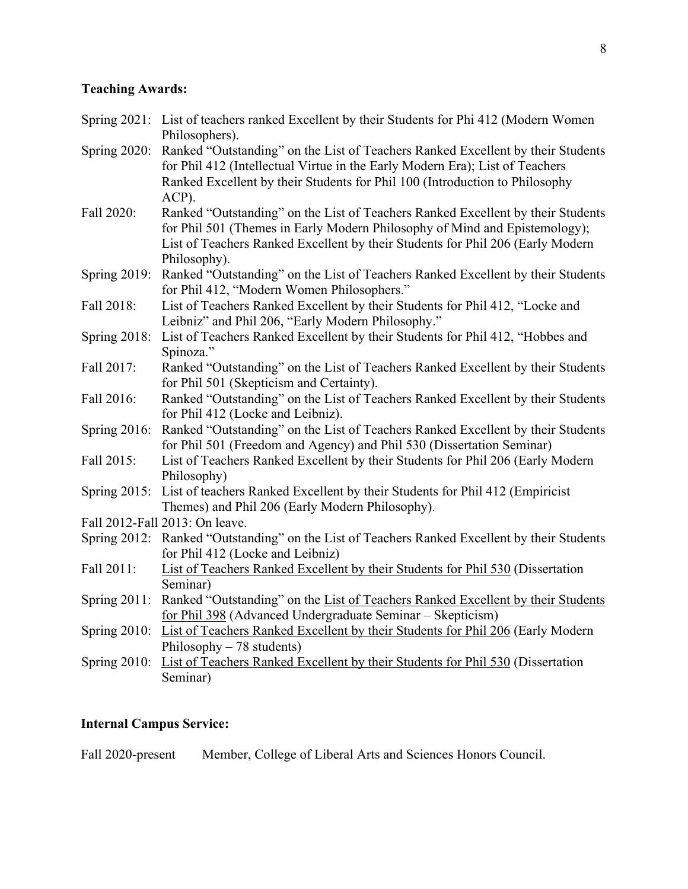**Teaching Awards:**

Spring 2021: List of teachers ranked Excellent by their Students for Phi 412 (Modern Women Philosophers).

Spring 2020: Ranked "Outstanding" on the List of Teachers Ranked Excellent by their Students for Phil 412 (Intellectual Virtue in the Early Modern Era); List of Teachers Ranked Excellent by their Students for Phil 100 (Introduction to Philosophy ACP).

Fall 2020: Ranked "Outstanding" on the List of Teachers Ranked Excellent by their Students for Phil 501 (Themes in Early Modern Philosophy of Mind and Epistemology); List of Teachers Ranked Excellent by their Students for Phil 206 (Early Modern Philosophy).

Spring 2019: Ranked "Outstanding" on the List of Teachers Ranked Excellent by their Students for Phil 412, "Modern Women Philosophers."

Fall 2018: List of Teachers Ranked Excellent by their Students for Phil 412, "Locke and Leibniz" and Phil 206, "Early Modern Philosophy."

Spring 2018: List of Teachers Ranked Excellent by their Students for Phil 412, "Hobbes and Spinoza."

Fall 2017: Ranked "Outstanding" on the List of Teachers Ranked Excellent by their Students for Phil 501 (Skepticism and Certainty).

Fall 2016: Ranked "Outstanding" on the List of Teachers Ranked Excellent by their Students for Phil 412 (Locke and Leibniz).

Spring 2016: Ranked "Outstanding" on the List of Teachers Ranked Excellent by their Students for Phil 501 (Freedom and Agency) and Phil 530 (Dissertation Seminar)

Fall 2015: List of Teachers Ranked Excellent by their Students for Phil 206 (Early Modern Philosophy)

Spring 2015: List of teachers Ranked Excellent by their Students for Phil 412 (Empiricist Themes) and Phil 206 (Early Modern Philosophy).

Fall 2012-Fall 2013: On leave.

Spring 2012: Ranked "Outstanding" on the List of Teachers Ranked Excellent by their Students for Phil 412 (Locke and Leibniz)

Fall 2011: List of Teachers Ranked Excellent by their Students for Phil 530 (Dissertation Seminar)

Spring 2011: Ranked "Outstanding" on the List of Teachers Ranked Excellent by their Students for Phil 398 (Advanced Undergraduate Seminar – Skepticism)

Spring 2010: List of Teachers Ranked Excellent by their Students for Phil 206 (Early Modern Philosophy – 78 students)

Spring 2010: List of Teachers Ranked Excellent by their Students for Phil 530 (Dissertation Seminar)

**Internal Campus Service:**

Fall 2020-present Member, College of Liberal Arts and Sciences Honors Council.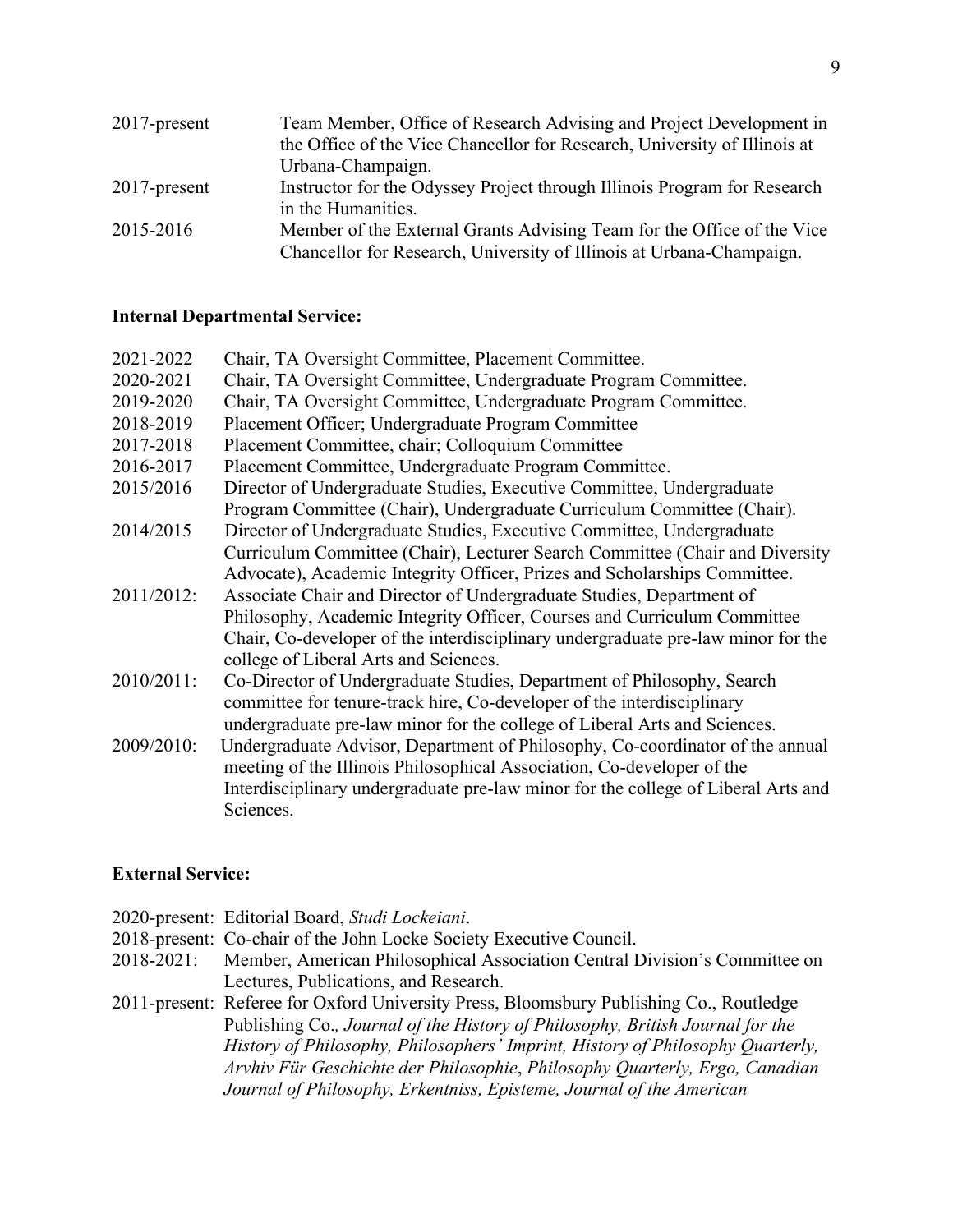2017-present Team Member, Office of Research Advising and Project Development in the Office of the Vice Chancellor for Research, University of Illinois at Urbana-Champaign.

2017-present Instructor for the Odyssey Project through Illinois Program for Research in the Humanities.

2015-2016 Member of the External Grants Advising Team for the Office of the Vice Chancellor for Research, University of Illinois at Urbana-Champaign.

**Internal Departmental Service:**

2021-2022 Chair, TA Oversight Committee, Placement Committee.

2020-2021 Chair, TA Oversight Committee, Undergraduate Program Committee.

2019-2020 Chair, TA Oversight Committee, Undergraduate Program Committee.

2018-2019 Placement Officer; Undergraduate Program Committee

2017-2018 Placement Committee, chair; Colloquium Committee

2016-2017 Placement Committee, Undergraduate Program Committee.

2015/2016 Director of Undergraduate Studies, Executive Committee, Undergraduate Program Committee (Chair), Undergraduate Curriculum Committee (Chair).

2014/2015 Director of Undergraduate Studies, Executive Committee, Undergraduate Curriculum Committee (Chair), Lecturer Search Committee (Chair and Diversity Advocate), Academic Integrity Officer, Prizes and Scholarships Committee.

2011/2012: Associate Chair and Director of Undergraduate Studies, Department of Philosophy, Academic Integrity Officer, Courses and Curriculum Committee Chair, Co-developer of the interdisciplinary undergraduate pre-law minor for the college of Liberal Arts and Sciences.

2010/2011: Co-Director of Undergraduate Studies, Department of Philosophy, Search committee for tenure-track hire, Co-developer of the interdisciplinary undergraduate pre-law minor for the college of Liberal Arts and Sciences.

2009/2010: Undergraduate Advisor, Department of Philosophy, Co-coordinator of the annual meeting of the Illinois Philosophical Association, Co-developer of the Interdisciplinary undergraduate pre-law minor for the college of Liberal Arts and Sciences.

**External Service:**

2020-present: Editorial Board, *Studi Lockeiani*.

2018-present: Co-chair of the John Locke Society Executive Council.

2018-2021: Member, American Philosophical Association Central Division's Committee on Lectures, Publications, and Research.

2011-present: Referee for Oxford University Press, Bloomsbury Publishing Co., Routledge Publishing Co.*, Journal of the History of Philosophy, British Journal for the History of Philosophy, Philosophers' Imprint, History of Philosophy Quarterly, Arvhiv Für Geschichte der Philosophie*, *Philosophy Quarterly, Ergo, Canadian Journal of Philosophy, Erkentniss, Episteme, Journal of the American*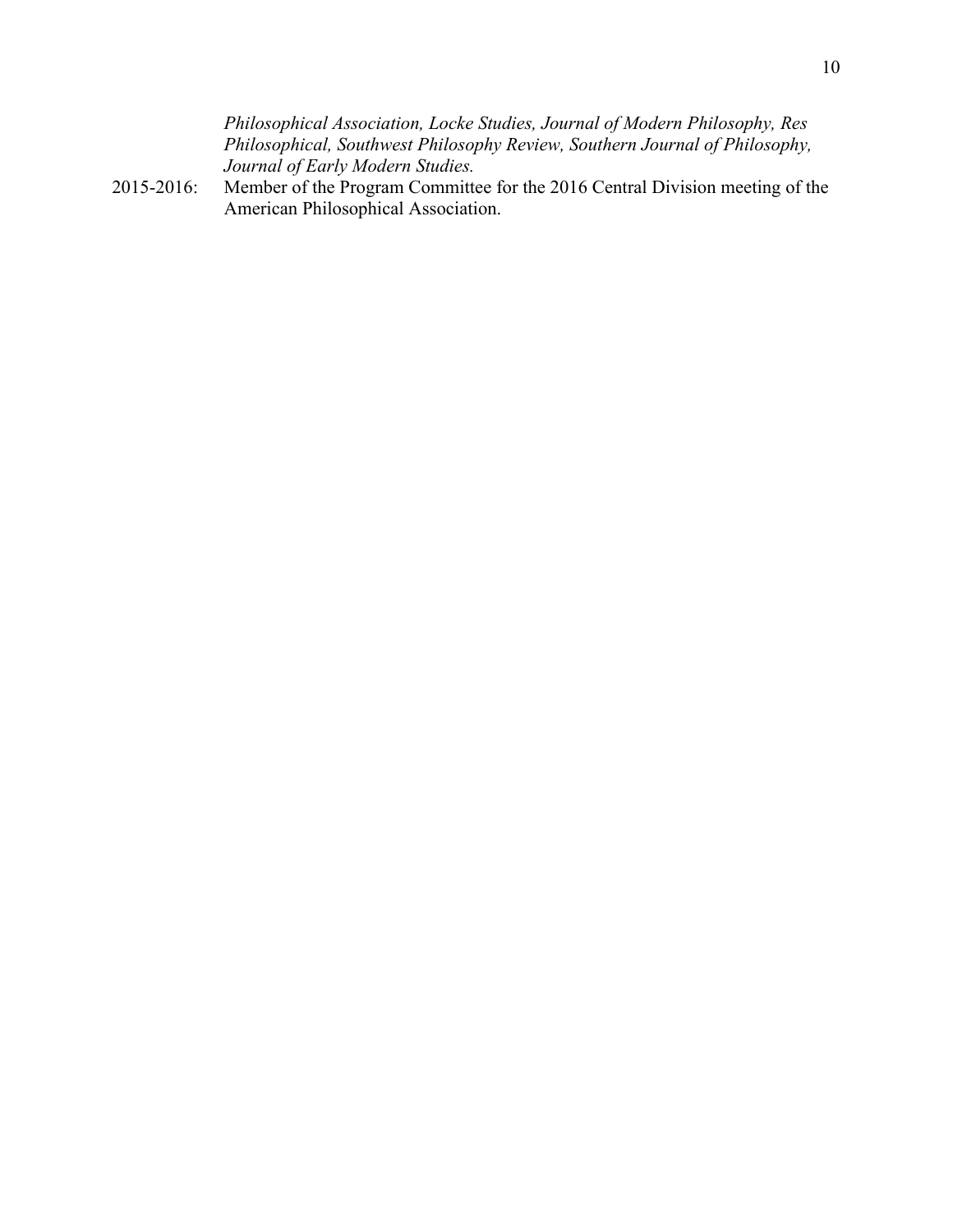*Philosophical Association, Locke Studies, Journal of Modern Philosophy, Res Philosophical, Southwest Philosophy Review, Southern Journal of Philosophy, Journal of Early Modern Studies.*

2015-2016: Member of the Program Committee for the 2016 Central Division meeting of the American Philosophical Association.